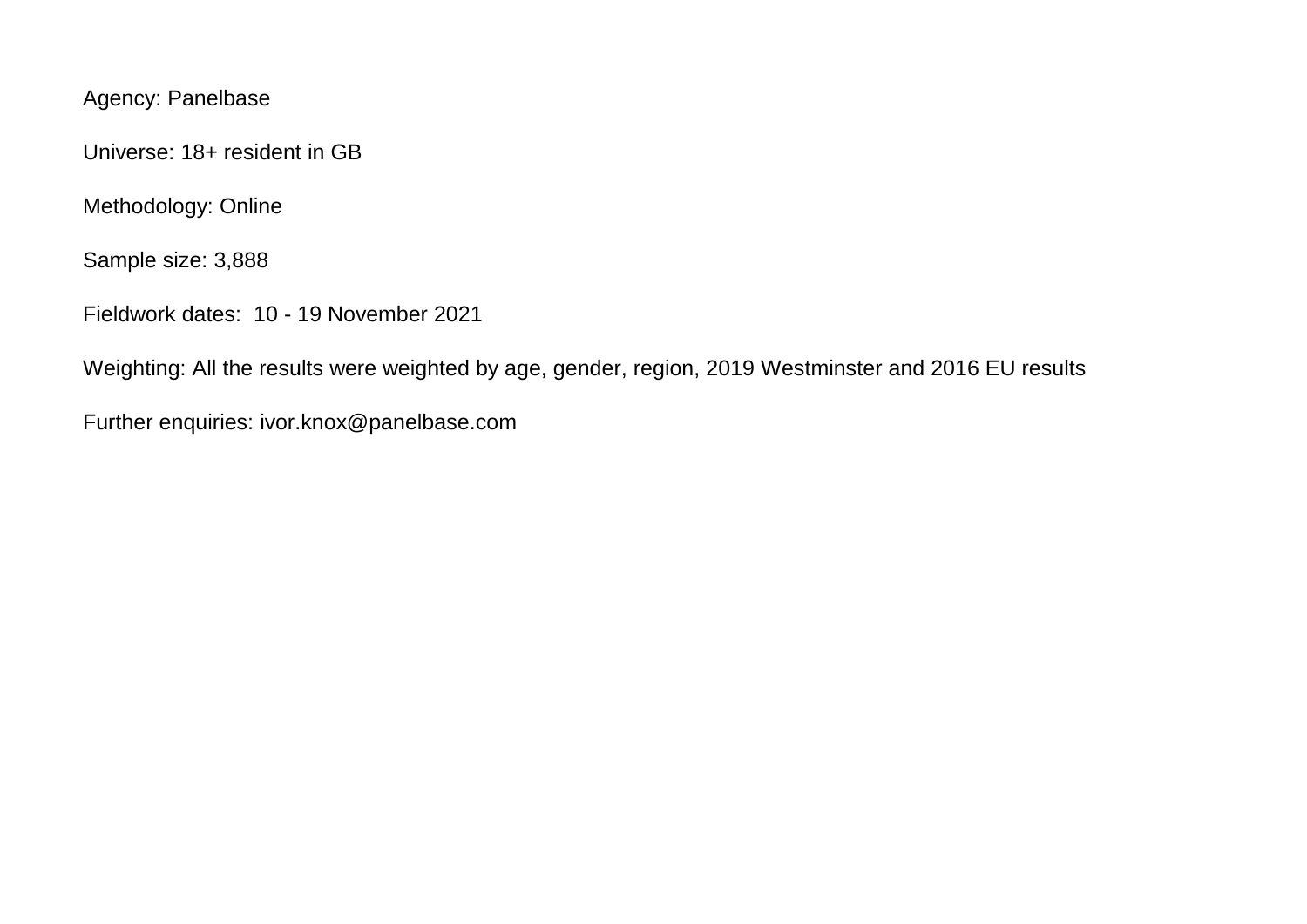Agency: Panelbase

Universe: 18+ resident in GB

Methodology: Online

Sample size: 3,888

Fieldwork dates: 10 - 19 November 2021

Weighting: All the results were weighted by age, gender, region, 2019 Westminster and 2016 EU results

Further enquiries: ivor.knox@panelbase.com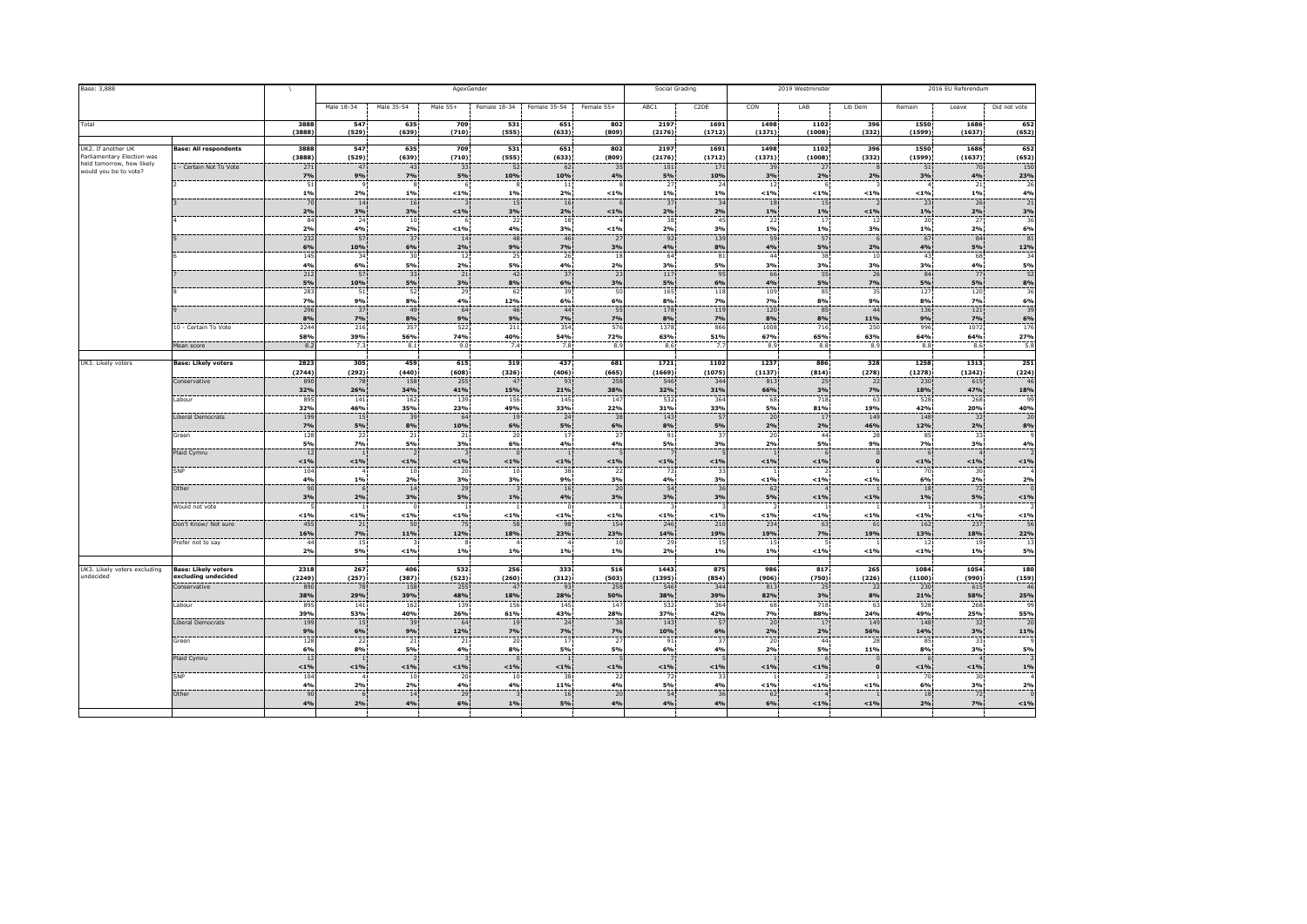| Base: 3,888 | | \ | AgexGender | | | | | | Social Grading | | 2019 Westminster | | | 2016 EU Referendum | | |
|---|---|---|---|---|---|---|---|---|---|---|---|---|---|---|---|---|
| | | | Male 18-34 | Male 35-54 | Male 55+ | Female 18-34 | Female 35-54 | Female 55+ | ABC1 | C2DE | CON | LAB | Lib Dem | Remain | Leave | Did not vote |
| Total | | 3888 (3888) | 547 (529) | 635 (639) | 709 (710) | 531 (555) | 651 (633) | 802 (809) | 2197 (2176) | 1691 (1712) | 1498 (1371) | 1102 (1008) | 396 (332) | 1550 (1599) | 1686 (1637) | 652 (652) |
| UK2. If another UK Parliamentary Election was held tomorrow, how likely would you be to vote? | Base: All respondents | 3888 (3888) | 547 (529) | 635 (639) | 709 (710) | 531 (555) | 651 (633) | 802 (809) | 2197 (2176) | 1691 (1712) | 1498 (1371) | 1102 (1008) | 396 (332) | 1550 (1599) | 1686 (1637) | 652 (652) |
| | 1 - Certain Not To Vote | 271 7% | 47 9% | 43 7% | 33 5% | 52 10% | 62 10% | 35 4% | 101 5% | 171 10% | 39 3% | 27 2% | 8 2% | 51 3% | 70 4% | 150 23% |
| | 2 | 51 1% | 9 2% | 8 1% | 6 <1% | 8 1% | 11 2% | 8 <1% | 27 1% | 24 1% | 12 <1% | 6 <1% | 3 <1% | 4 <1% | 21 1% | 26 4% |
| | 3 | 70 2% | 14 3% | 16 3% | 3 <1% | 15 3% | 16 2% | 6 <1% | 37 2% | 34 2% | 18 1% | 15 1% | 2 <1% | 23 1% | 26 2% | 21 3% |
| | 4 | 84 2% | 24 4% | 10 2% | 6 <1% | 22 4% | 18 3% | 4 <1% | 38 2% | 45 3% | 22 1% | 17 1% | 12 3% | 20 1% | 27 2% | 36 6% |
| | 5 | 232 6% | 57 10% | 37 6% | 14 2% | 48 9% | 46 7% | 27 3% | 92 4% | 139 8% | 59 4% | 57 5% | 6 2% | 67 4% | 84 5% | 81 12% |
| | 6 | 145 4% | 34 6% | 30 5% | 12 2% | 25 5% | 26 4% | 18 2% | 64 3% | 81 5% | 44 3% | 38 3% | 10 3% | 43 3% | 68 4% | 34 5% |
| | 7 | 212 5% | 57 10% | 33 5% | 21 3% | 42 8% | 37 6% | 23 3% | 117 5% | 95 6% | 66 4% | 55 5% | 26 7% | 84 5% | 77 5% | 52 8% |
| | 8 | 283 7% | 51 9% | 52 8% | 29 4% | 62 12% | 39 6% | 50 6% | 165 8% | 118 7% | 109 7% | 85 8% | 35 9% | 127 8% | 120 7% | 36 6% |
| | 9 | 296 8% | 37 7% | 49 8% | 64 9% | 46 9% | 44 7% | 55 7% | 178 8% | 119 7% | 120 8% | 85 8% | 44 11% | 136 9% | 121 7% | 39 6% |
| | 10 - Certain To Vote | 2244 58% | 216 39% | 357 56% | 522 74% | 211 40% | 354 54% | 576 72% | 1378 63% | 866 51% | 1008 67% | 716 65% | 250 63% | 996 64% | 1072 64% | 176 27% |
| | Mean score | 8.2 | 7.3 | 8.1 | 9.0 | 7.4 | 7.8 | 8.9 | 8.6 | 7.7 | 8.9 | 8.8 | 8.9 | 8.8 | 8.6 | 5.8 |
| UK3. Likely voters | Base: Likely voters | 2823 (2744) | 305 (292) | 459 (440) | 615 (608) | 319 (326) | 437 (406) | 681 (665) | 1721 (1669) | 1102 (1075) | 1237 (1137) | 886 (814) | 328 (278) | 1258 (1278) | 1313 (1242) | 251 (224) |
| | Conservative | 890 32% | 78 26% | 158 34% | 255 41% | 47 15% | 93 21% | 258 38% | 546 32% | 344 31% | 813 66% | 25 3% | 22 7% | 230 18% | 615 47% | 46 18% |
| | Labour | 895 32% | 141 46% | 162 35% | 139 23% | 156 49% | 145 33% | 147 22% | 532 31% | 364 33% | 68 5% | 718 81% | 63 19% | 528 42% | 268 20% | 99 40% |
| | Liberal Democrats | 199 7% | 15 5% | 39 8% | 64 10% | 19 6% | 24 5% | 38 6% | 143 8% | 57 5% | 20 2% | 17 2% | 149 46% | 148 12% | 32 2% | 20 8% |
| | Green | 128 5% | 22 7% | 21 5% | 21 3% | 20 6% | 17 4% | 27 4% | 91 5% | 37 3% | 20 2% | 44 5% | 28 9% | 85 7% | 33 3% | 9 4% |
| | Plaid Cymru | 12 <1% | 1 <1% | 2 <1% | 3 <1% | 0 <1% | 1 <1% | 5 <1% | 7 <1% | 5 <1% | 1 <1% | 6 <1% | 0 0 | 6 <1% | 4 <1% | 2 <1% |
| | SNP | 104 4% | 4 1% | 10 2% | 20 3% | 10 3% | 38 9% | 22 3% | 72 4% | 33 3% | 1 <1% | 2 <1% | 1 <1% | 70 6% | 30 2% | 4 2% |
| | Other | 90 3% | 6 2% | 14 3% | 29 5% | 3 1% | 16 4% | 20 3% | 54 3% | 36 3% | 62 5% | 4 <1% | 1 <1% | 18 1% | 72 5% | 0 <1% |
| | Would not vote | 5 <1% | 1 <1% | 0 <1% | 1 <1% | 1 <1% | 0 <1% | 1 <1% | 3 <1% | 3 <1% | 2 <1% | 1 <1% | 1 <1% | 1 <1% | 3 <1% | 2 <1% |
| | Don't Know/ Not sure | 455 16% | 21 7% | 50 11% | 75 12% | 58 18% | 98 23% | 154 23% | 246 14% | 210 19% | 234 19% | 63 7% | 61 19% | 162 13% | 237 18% | 56 22% |
| | Prefer not to say | 44 2% | 15 5% | 3 <1% | 8 1% | 4 1% | 4 1% | 10 1% | 29 2% | 15 1% | 15 1% | 5 <1% | 1 <1% | 12 <1% | 19 1% | 13 5% |
| UK3. Likely voters excluding undecided | Base: Likely voters excluding undecided | 2318 (2249) | 267 (257) | 406 (387) | 532 (523) | 256 (260) | 333 (312) | 516 (503) | 1443 (1395) | 875 (854) | 986 (906) | 817 (750) | 265 (226) | 1084 (1100) | 1054 (990) | 180 (159) |
| | Conservative | 890 38% | 78 29% | 158 39% | 255 48% | 47 18% | 93 28% | 258 50% | 546 38% | 344 39% | 813 82% | 25 3% | 22 8% | 230 21% | 615 58% | 46 25% |
| | Labour | 895 39% | 141 53% | 162 40% | 139 26% | 156 61% | 145 43% | 147 28% | 532 37% | 364 42% | 68 7% | 718 88% | 63 24% | 528 49% | 268 25% | 99 55% |
| | Liberal Democrats | 199 9% | 15 6% | 39 9% | 64 12% | 19 7% | 24 7% | 38 7% | 143 10% | 57 6% | 20 2% | 17 2% | 149 56% | 148 14% | 32 3% | 20 11% |
| | Green | 128 6% | 22 8% | 21 5% | 21 4% | 20 8% | 17 5% | 27 5% | 91 6% | 37 4% | 20 2% | 44 5% | 28 11% | 85 8% | 33 3% | 9 5% |
| | Plaid Cymru | 12 <1% | 1 <1% | 2 <1% | 3 <1% | 0 <1% | 1 <1% | 5 <1% | 7 <1% | 5 <1% | 1 <1% | 6 <1% | 0 0 | 6 <1% | 4 <1% | 2 1% |
| | SNP | 104 4% | 4 2% | 10 2% | 20 4% | 10 4% | 38 11% | 22 4% | 72 5% | 33 4% | 1 <1% | 2 <1% | 1 <1% | 70 6% | 30 3% | 4 2% |
| | Other | 90 4% | 6 2% | 14 4% | 29 6% | 3 1% | 16 5% | 20 4% | 54 4% | 36 4% | 62 6% | 4 <1% | 1 <1% | 18 2% | 72 7% | 0 <1% |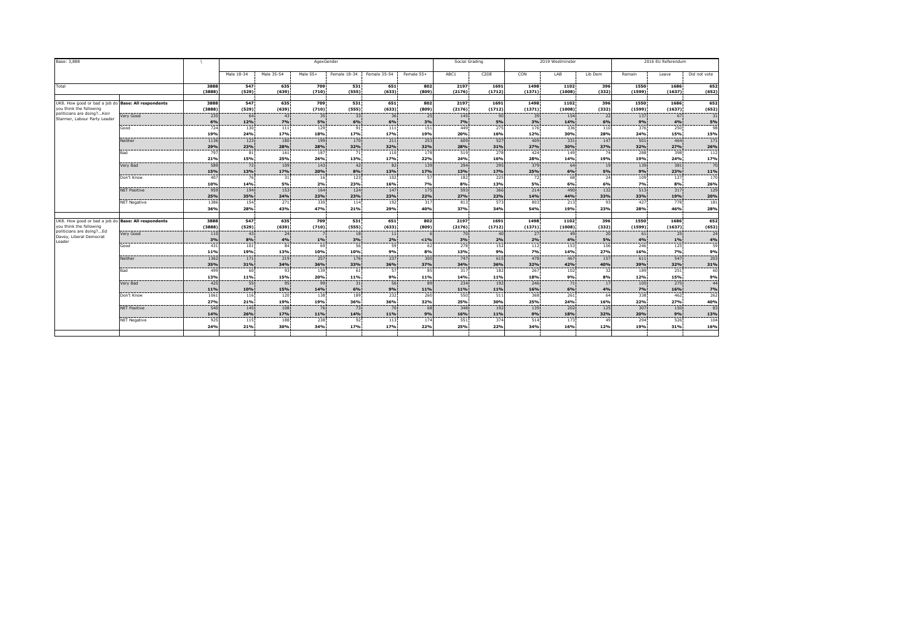| Base: 3,888 | | \ | AgexGender | | | | | | Social Grading | | 2019 Westminster | | | 2016 EU Referendum | | |
|---|---|---|---|---|---|---|---|---|---|---|---|---|---|---|---|---|
| | | | Male 18-34 | Male 35-54 | Male 55+ | Female 18-34 | Female 35-54 | Female 55+ | ABC1 | C2DE | CON | LAB | Lib Dem | Remain | Leave | Did not vote |
| Total | | 3888<br>(3888) | 547<br>(529) | 635<br>(639) | 709<br>(710) | 531<br>(555) | 651<br>(633) | 802<br>(809) | 2197<br>(2176) | 1691<br>(1712) | 1498<br>(1371) | 1102<br>(1008) | 396<br>(332) | 1550<br>(1599) | 1686<br>(1637) | 652<br>(652) |
| UK8. How good or bad a job do you think the following politicians are doing?...Keir Starmer, Labour Party Leader | Base: All respondents | 3888<br>(3888) | 547<br>(529) | 635<br>(639) | 709<br>(710) | 531<br>(555) | 651<br>(633) | 802<br>(809) | 2197<br>(2176) | 1691<br>(1712) | 1498<br>(1371) | 1102<br>(1008) | 396<br>(332) | 1550<br>(1599) | 1686<br>(1637) | 652<br>(652) |
| | Very Good | 235<br>6% | 64<br>12% | 43<br>7% | 35<br>5% | 33<br>6% | 36<br>6% | 25<br>3% | 145<br>7% | 90<br>5% | 39<br>3% | 154<br>14% | 22<br>6% | 137<br>9% | 67<br>4% | 31<br>5% |
| | Good | 724<br>19% | 130<br>24% | 111<br>17% | 129<br>18% | 91<br>17% | 111<br>17% | 151<br>19% | 449<br>20% | 275<br>16% | 176<br>12% | 336<br>30% | 110<br>28% | 376<br>24% | 250<br>15% | 98<br>15% |
| | Neither | 1136<br>29% | 123<br>23% | 180<br>28% | 199<br>28% | 170<br>32% | 211<br>32% | 253<br>32% | 609<br>28% | 527<br>31% | 409<br>27% | 331<br>30% | 147<br>37% | 501<br>32% | 464<br>27% | 171<br>26% |
| | Bad | 797<br>21% | 81<br>15% | 161<br>25% | 187<br>26% | 71<br>13% | 110<br>17% | 178<br>22% | 519<br>24% | 278<br>16% | 424<br>28% | 149<br>14% | 74<br>19% | 288<br>19% | 398<br>24% | 112<br>17% |
| | Very Bad | 589<br>15% | 72<br>13% | 109<br>17% | 143<br>20% | 42<br>8% | 82<br>13% | 139<br>17% | 294<br>13% | 295<br>17% | 379<br>25% | 64<br>6% | 19<br>5% | 139<br>9% | 381<br>23% | 70<br>11% |
| | Don't Know | 407<br>10% | 76<br>14% | 31<br>5% | 16<br>2% | 123<br>23% | 102<br>16% | 57<br>7% | 182<br>8% | 225<br>13% | 72<br>5% | 68<br>6% | 24<br>6% | 109<br>7% | 127<br>8% | 170<br>26% |
| | NET Positive | 959<br>25% | 194<br>35% | 153<br>24% | 164<br>23% | 124<br>23% | 147<br>23% | 175<br>22% | 593<br>27% | 366<br>22% | 214<br>14% | 490<br>44% | 132<br>33% | 513<br>33% | 317<br>19% | 129<br>20% |
| | NET Negative | 1386<br>36% | 154<br>28% | 271<br>43% | 330<br>47% | 114<br>21% | 192<br>29% | 317<br>40% | 813<br>37% | 573<br>34% | 803<br>54% | 213<br>19% | 93<br>23% | 427<br>28% | 778<br>46% | 181<br>28% |
| UK8. How good or bad a job do you think the following politicians are doing?...Ed Davey, Liberal Democrat Leader | Base: All respondents | 3888<br>(3888) | 547<br>(529) | 635<br>(639) | 709<br>(710) | 531<br>(555) | 651<br>(633) | 802<br>(809) | 2197<br>(2176) | 1691<br>(1712) | 1498<br>(1371) | 1102<br>(1008) | 396<br>(332) | 1550<br>(1599) | 1686<br>(1637) | 652<br>(652) |
| | Very Good | 110<br>3% | 43<br>8% | 24<br>4% | 7<br>1% | 18<br>3% | 11<br>2% | 6<br><1% | 70<br>3% | 40<br>2% | 27<br>2% | 49<br>4% | 20<br>5% | 61<br>4% | 25<br>1% | 24<br>4% |
| | Good | 431<br>11% | 101<br>19% | 84<br>13% | 69<br>10% | 56<br>10% | 59<br>9% | 62<br>8% | 278<br>13% | 152<br>9% | 112<br>7% | 153<br>14% | 106<br>27% | 246<br>16% | 125<br>7% | 59<br>9% |
| | Neither | 1362<br>35% | 171<br>31% | 219<br>34% | 257<br>36% | 176<br>33% | 237<br>36% | 300<br>37% | 747<br>34% | 615<br>36% | 478<br>32% | 467<br>42% | 157<br>40% | 611<br>39% | 547<br>32% | 203<br>31% |
| | Bad | 499<br>13% | 60<br>11% | 93<br>15% | 139<br>20% | 61<br>11% | 57<br>9% | 89<br>11% | 317<br>14% | 182<br>11% | 267<br>18% | 102<br>9% | 32<br>8% | 189<br>12% | 251<br>15% | 60<br>9% |
| | Very Bad | 425<br>11% | 55<br>10% | 95<br>15% | 99<br>14% | 31<br>6% | 56<br>9% | 89<br>11% | 234<br>11% | 192<br>11% | 246<br>16% | 71<br>6% | 17<br>4% | 105<br>7% | 275<br>16% | 44<br>7% |
| | Don't Know | 1061<br>27% | 116<br>21% | 120<br>19% | 138<br>19% | 189<br>36% | 232<br>36% | 260<br>32% | 550<br>25% | 511<br>30% | 368<br>25% | 261<br>24% | 64<br>16% | 338<br>22% | 462<br>27% | 262<br>40% |
| | NET Positive | 540<br>14% | 145<br>26% | 108<br>17% | 76<br>11% | 73<br>14% | 70<br>11% | 68<br>9% | 348<br>16% | 192<br>11% | 139<br>9% | 202<br>18% | 125<br>32% | 307<br>20% | 150<br>9% | 83<br>13% |
| | NET Negative | 925<br>24% | 115<br>21% | 188<br>30% | 238<br>34% | 92<br>17% | 113<br>17% | 178<br>22% | 551<br>25% | 374<br>22% | 514<br>34% | 173<br>16% | 49<br>12% | 294<br>19% | 526<br>31% | 104<br>16% |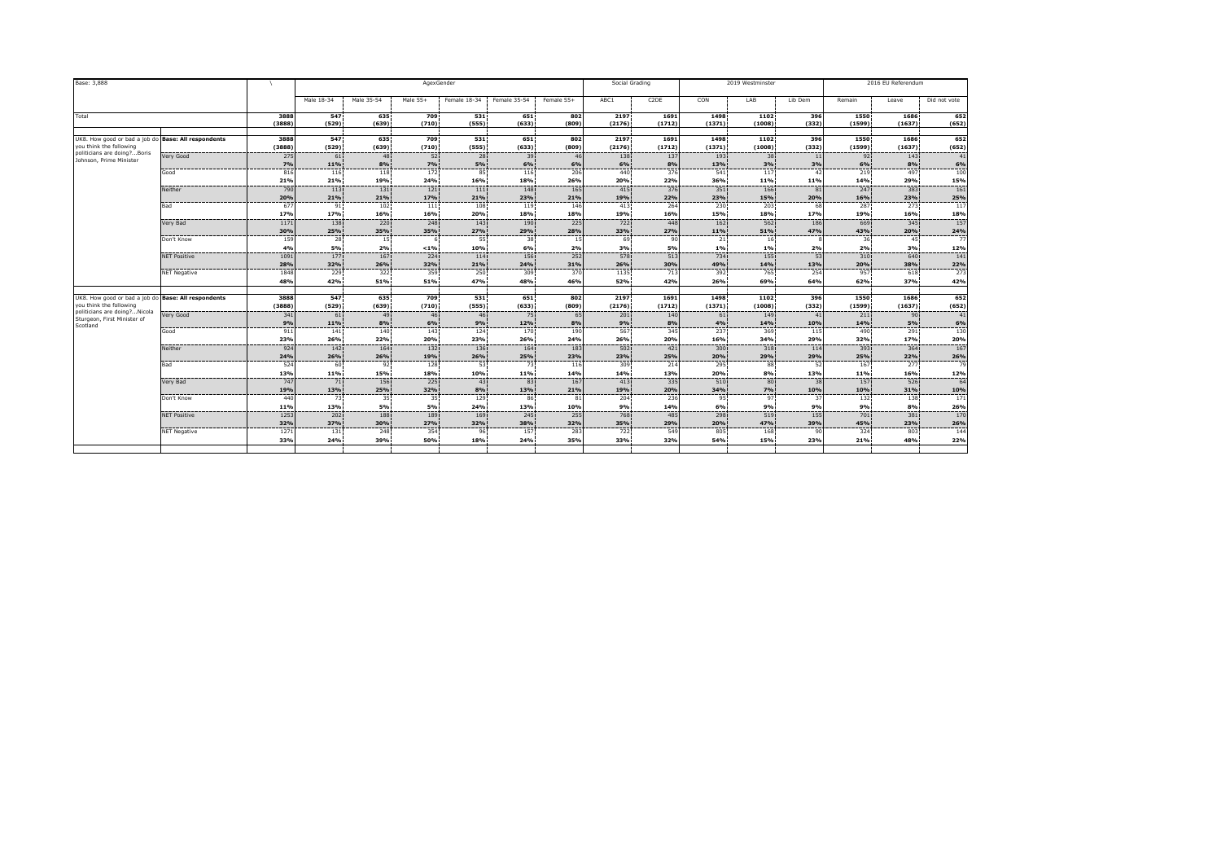| Base: 3,888 | | \ | AgexGender | | | | | | Social Grading | | 2019 Westminster | | | 2016 EU Referendum | | |
|---|---|---|---|---|---|---|---|---|---|---|---|---|---|---|---|---|
| | | | Male 18-34 | Male 35-54 | Male 55+ | Female 18-34 | Female 35-54 | Female 55+ | ABC1 | C2DE | CON | LAB | Lib Dem | Remain | Leave | Did not vote |
| Total | | 3888 (3888) | 547 (529) | 635 (639) | 709 (710) | 531 (555) | 651 (633) | 802 (809) | 2197 (2176) | 1691 (1712) | 1498 (1371) | 1102 (1008) | 396 (332) | 1550 (1599) | 1686 (1637) | 652 (652) |
| UK8. How good or bad a job do you think the following politicians are doing?...Boris Johnson, Prime Minister | Base: All respondents | 3888 (3888) | 547 (529) | 635 (639) | 709 (710) | 531 (555) | 651 (633) | 802 (809) | 2197 (2176) | 1691 (1712) | 1498 (1371) | 1102 (1008) | 396 (332) | 1550 (1599) | 1686 (1637) | 652 (652) |
| | Very Good | 275 7% | 61 11% | 48 8% | 52 7% | 28 5% | 39 6% | 46 6% | 138 6% | 137 8% | 193 13% | 38 3% | 11 3% | 92 6% | 143 8% | 41 6% |
| | Good | 816 21% | 116 21% | 118 19% | 172 24% | 85 16% | 116 18% | 206 26% | 440 20% | 376 22% | 541 36% | 117 11% | 42 11% | 219 14% | 497 29% | 100 15% |
| | Neither | 790 20% | 113 21% | 131 21% | 121 17% | 111 21% | 148 23% | 165 21% | 415 19% | 376 22% | 351 23% | 166 15% | 81 20% | 247 16% | 383 23% | 161 25% |
| | Bad | 677 17% | 91 17% | 102 16% | 111 16% | 108 20% | 119 18% | 146 18% | 413 19% | 264 16% | 230 15% | 203 18% | 68 17% | 287 19% | 273 16% | 117 18% |
| | Very Bad | 1171 30% | 138 25% | 220 35% | 248 35% | 143 27% | 190 29% | 225 28% | 722 33% | 448 27% | 162 11% | 562 51% | 186 47% | 669 43% | 345 20% | 157 24% |
| | Don't Know | 159 4% | 28 5% | 15 2% | 6 <1% | 55 10% | 38 6% | 15 2% | 69 3% | 90 5% | 21 1% | 16 1% | 8 2% | 36 2% | 45 3% | 77 12% |
| | NET Positive | 1091 28% | 177 32% | 167 26% | 224 32% | 114 21% | 156 24% | 252 31% | 578 26% | 513 30% | 734 49% | 155 14% | 53 13% | 310 20% | 640 38% | 141 22% |
| | NET Negative | 1848 48% | 229 42% | 322 51% | 359 51% | 250 47% | 309 48% | 370 46% | 1135 52% | 713 42% | 392 26% | 765 69% | 254 64% | 957 62% | 618 37% | 273 42% |
| UK8. How good or bad a job do you think the following politicians are doing?...Nicola Sturgeon, First Minister of Scotland | Base: All respondents | 3888 (3888) | 547 (529) | 635 (639) | 709 (710) | 531 (555) | 651 (633) | 802 (809) | 2197 (2176) | 1691 (1712) | 1498 (1371) | 1102 (1008) | 396 (332) | 1550 (1599) | 1686 (1637) | 652 (652) |
| | Very Good | 341 9% | 61 11% | 49 8% | 46 6% | 46 9% | 75 12% | 65 8% | 201 9% | 140 8% | 61 4% | 149 14% | 41 10% | 211 14% | 90 5% | 41 6% |
| | Good | 911 23% | 141 26% | 140 22% | 143 20% | 124 23% | 170 26% | 190 24% | 567 26% | 345 20% | 237 16% | 369 34% | 115 29% | 490 32% | 291 17% | 130 20% |
| | Neither | 924 24% | 142 26% | 164 26% | 132 19% | 136 26% | 164 25% | 183 23% | 502 23% | 421 25% | 300 20% | 318 29% | 114 29% | 393 25% | 364 22% | 167 26% |
| | Bad | 524 13% | 60 11% | 92 15% | 128 18% | 53 10% | 73 11% | 116 14% | 309 14% | 214 13% | 295 20% | 88 8% | 52 13% | 167 11% | 277 16% | 79 12% |
| | Very Bad | 747 19% | 71 13% | 156 25% | 225 32% | 43 8% | 83 13% | 167 21% | 413 19% | 335 20% | 510 34% | 80 7% | 38 10% | 157 10% | 526 31% | 64 10% |
| | Don't Know | 440 11% | 73 13% | 35 5% | 35 5% | 129 24% | 86 13% | 81 10% | 204 9% | 236 14% | 95 6% | 97 9% | 37 9% | 132 9% | 138 8% | 171 26% |
| | NET Positive | 1253 32% | 202 37% | 188 30% | 189 27% | 169 32% | 245 38% | 255 32% | 768 35% | 485 29% | 298 20% | 519 47% | 155 39% | 701 45% | 381 23% | 170 26% |
| | NET Negative | 1271 33% | 131 24% | 248 39% | 354 50% | 96 18% | 157 24% | 283 35% | 722 33% | 549 32% | 805 54% | 168 15% | 90 23% | 324 21% | 803 48% | 144 22% |